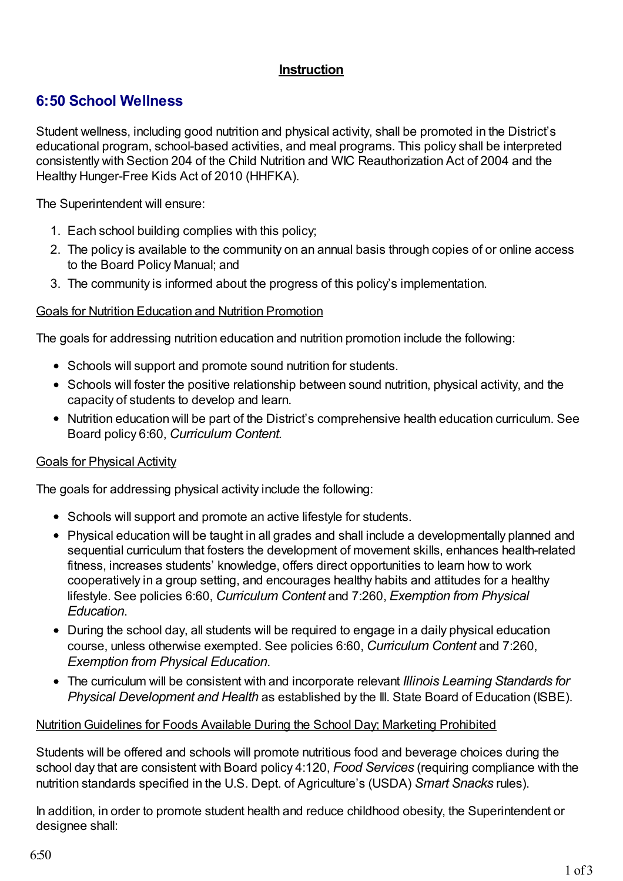**Instruction**

## 6:50 School Wellness

Student wellness, including good nutrition and physical activity, shall be promoted in the District's educational program, school-based activities, and meal programs. This policy shall be interpreted consistently with Section 204 of the Child Nutrition and WIC Reauthorization Act of 2004 and the Healthy Hunger-Free Kids Act of 2010 (HHFKA).

The Superintendent will ensure:

1. Each school building complies with this policy;
2. The policy is available to the community on an annual basis through copies of or online access to the Board Policy Manual; and
3. The community is informed about the progress of this policy's implementation.

Goals for Nutrition Education and Nutrition Promotion

The goals for addressing nutrition education and nutrition promotion include the following:

- Schools will support and promote sound nutrition for students.
- Schools will foster the positive relationship between sound nutrition, physical activity, and the capacity of students to develop and learn.
- Nutrition education will be part of the District's comprehensive health education curriculum. See Board policy 6:60, *Curriculum Content*.

Goals for Physical Activity

The goals for addressing physical activity include the following:

- Schools will support and promote an active lifestyle for students.
- Physical education will be taught in all grades and shall include a developmentally planned and sequential curriculum that fosters the development of movement skills, enhances health-related fitness, increases students' knowledge, offers direct opportunities to learn how to work cooperatively in a group setting, and encourages healthy habits and attitudes for a healthy lifestyle. See policies 6:60, *Curriculum Content* and 7:260, *Exemption from Physical Education*.
- During the school day, all students will be required to engage in a daily physical education course, unless otherwise exempted. See policies 6:60, *Curriculum Content* and 7:260, *Exemption from Physical Education*.
- The curriculum will be consistent with and incorporate relevant *Illinois Learning Standards for Physical Development and Health* as established by the Ill. State Board of Education (ISBE).

Nutrition Guidelines for Foods Available During the School Day; Marketing Prohibited

Students will be offered and schools will promote nutritious food and beverage choices during the school day that are consistent with Board policy 4:120, *Food Services* (requiring compliance with the nutrition standards specified in the U.S. Dept. of Agriculture's (USDA) *Smart Snacks* rules).

In addition, in order to promote student health and reduce childhood obesity, the Superintendent or designee shall: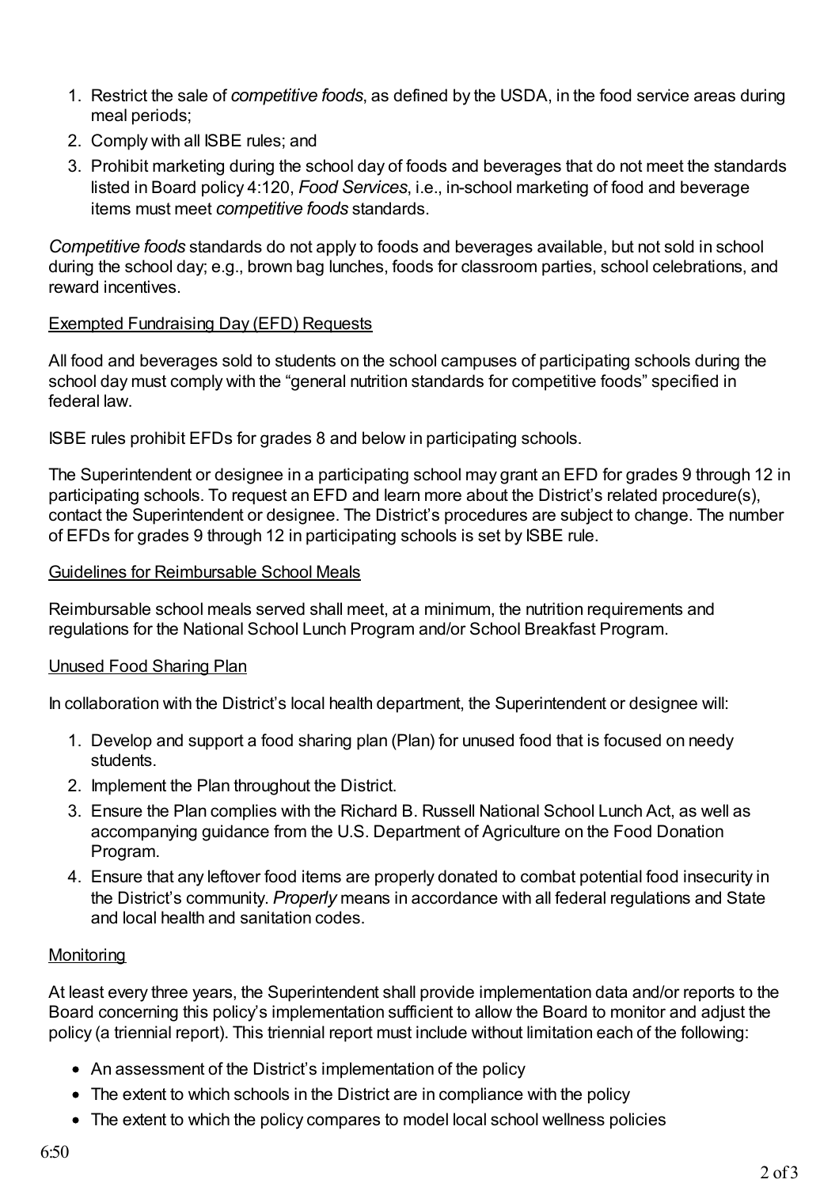1. Restrict the sale of *competitive foods*, as defined by the USDA, in the food service areas during meal periods;
2. Comply with all ISBE rules; and
3. Prohibit marketing during the school day of foods and beverages that do not meet the standards listed in Board policy 4:120, *Food Services*, i.e., in-school marketing of food and beverage items must meet *competitive foods* standards.

*Competitive foods* standards do not apply to foods and beverages available, but not sold in school during the school day; e.g., brown bag lunches, foods for classroom parties, school celebrations, and reward incentives.

<u>Exempted Fundraising Day (EFD) Requests</u>

All food and beverages sold to students on the school campuses of participating schools during the school day must comply with the "general nutrition standards for competitive foods" specified in federal law.

ISBE rules prohibit EFDs for grades 8 and below in participating schools.

The Superintendent or designee in a participating school may grant an EFD for grades 9 through 12 in participating schools. To request an EFD and learn more about the District's related procedure(s), contact the Superintendent or designee. The District's procedures are subject to change. The number of EFDs for grades 9 through 12 in participating schools is set by ISBE rule.

<u>Guidelines for Reimbursable School Meals</u>

Reimbursable school meals served shall meet, at a minimum, the nutrition requirements and regulations for the National School Lunch Program and/or School Breakfast Program.

<u>Unused Food Sharing Plan</u>

In collaboration with the District's local health department, the Superintendent or designee will:

1. Develop and support a food sharing plan (Plan) for unused food that is focused on needy students.
2. Implement the Plan throughout the District.
3. Ensure the Plan complies with the Richard B. Russell National School Lunch Act, as well as accompanying guidance from the U.S. Department of Agriculture on the Food Donation Program.
4. Ensure that any leftover food items are properly donated to combat potential food insecurity in the District's community. *Properly* means in accordance with all federal regulations and State and local health and sanitation codes.

<u>Monitoring</u>

At least every three years, the Superintendent shall provide implementation data and/or reports to the Board concerning this policy's implementation sufficient to allow the Board to monitor and adjust the policy (a triennial report). This triennial report must include without limitation each of the following:

- An assessment of the District's implementation of the policy
- The extent to which schools in the District are in compliance with the policy
- The extent to which the policy compares to model local school wellness policies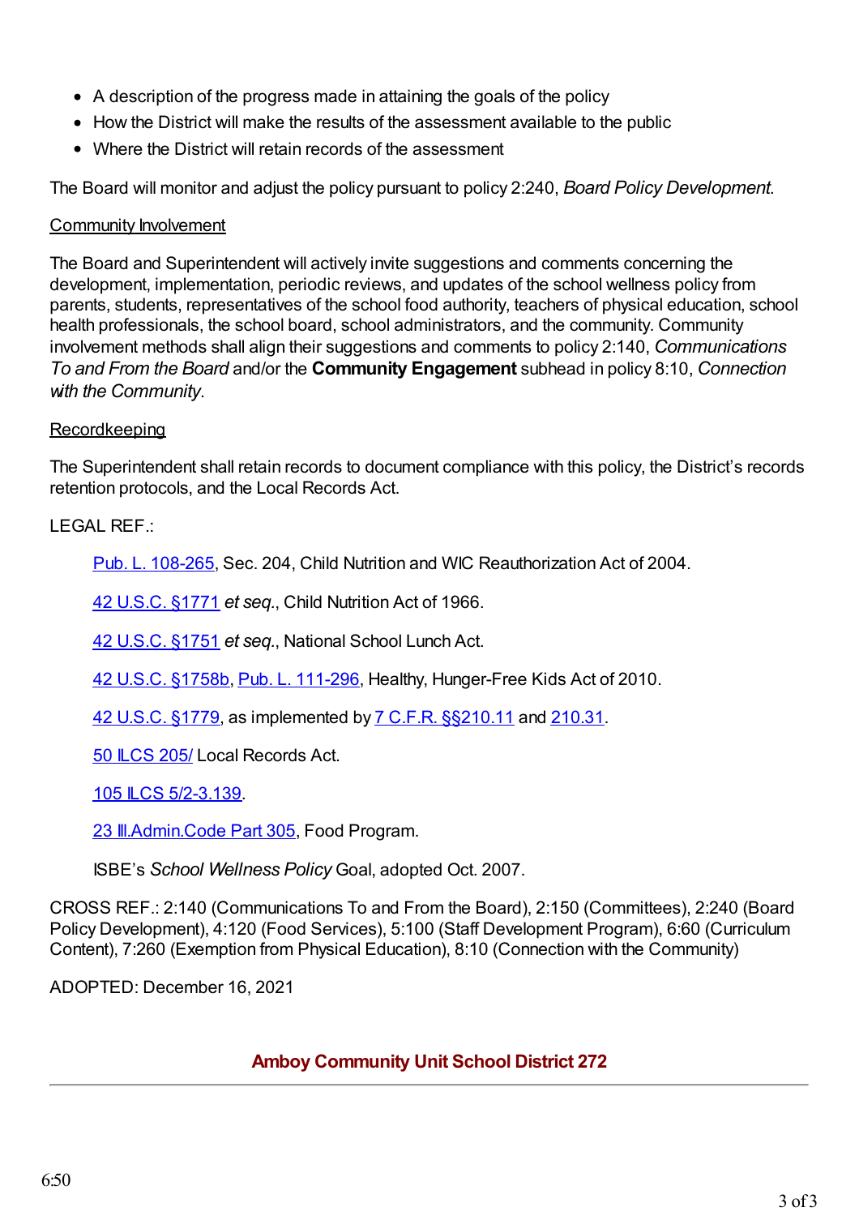- A description of the progress made in attaining the goals of the policy
- How the District will make the results of the assessment available to the public
- Where the District will retain records of the assessment

The Board will monitor and adjust the policy pursuant to policy 2:240, *Board Policy Development*.

Community Involvement

The Board and Superintendent will actively invite suggestions and comments concerning the development, implementation, periodic reviews, and updates of the school wellness policy from parents, students, representatives of the school food authority, teachers of physical education, school health professionals, the school board, school administrators, and the community. Community involvement methods shall align their suggestions and comments to policy 2:140, *Communications To and From the Board* and/or the **Community Engagement** subhead in policy 8:10, *Connection with the Community*.

Recordkeeping

The Superintendent shall retain records to document compliance with this policy, the District's records retention protocols, and the Local Records Act.

LEGAL REF.:

Pub. L. 108-265, Sec. 204, Child Nutrition and WIC Reauthorization Act of 2004.

42 U.S.C. §1771 *et seq.*, Child Nutrition Act of 1966.

42 U.S.C. §1751 *et seq.*, National School Lunch Act.

42 U.S.C. §1758b, Pub. L. 111-296, Healthy, Hunger-Free Kids Act of 2010.

42 U.S.C. §1779, as implemented by 7 C.F.R. §§210.11 and 210.31.

50 ILCS 205/ Local Records Act.

105 ILCS 5/2-3.139.

23 Ill.Admin.Code Part 305, Food Program.

ISBE's *School Wellness Policy* Goal, adopted Oct. 2007.

CROSS REF.: 2:140 (Communications To and From the Board), 2:150 (Committees), 2:240 (Board Policy Development), 4:120 (Food Services), 5:100 (Staff Development Program), 6:60 (Curriculum Content), 7:260 (Exemption from Physical Education), 8:10 (Connection with the Community)

ADOPTED: December 16, 2021

**Amboy Community Unit School District 272**